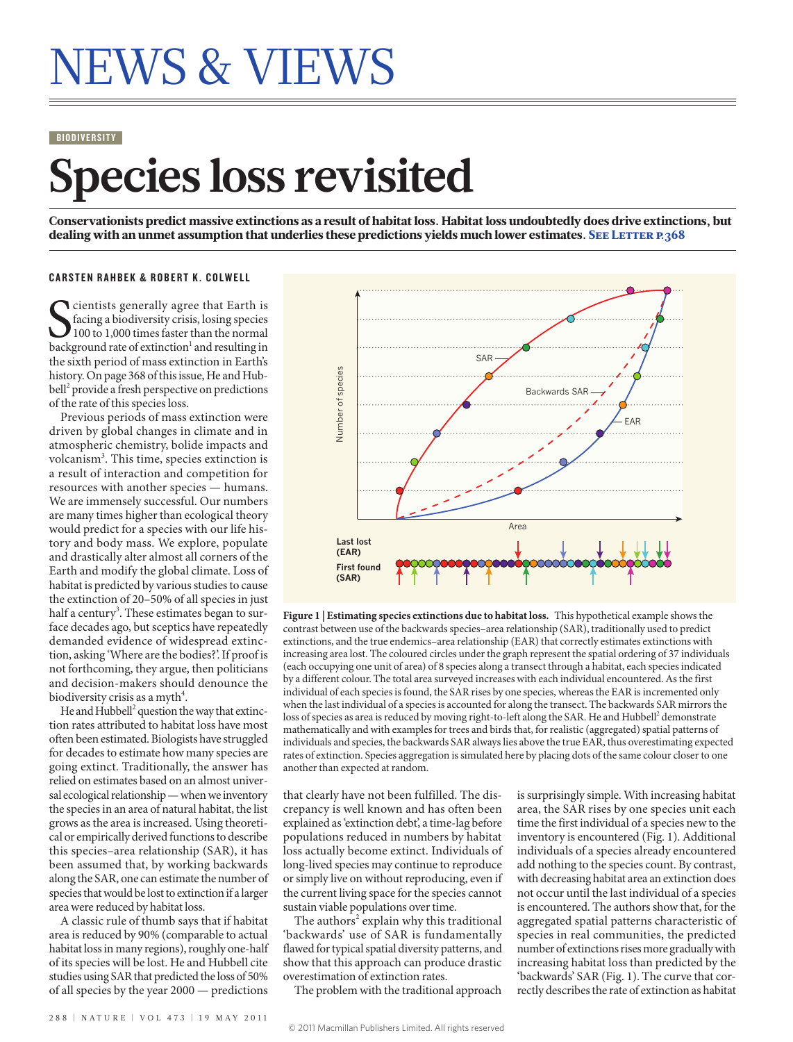# NEWS & VIEWS

BIODIVERSITY

# Species loss revisited

**Conservationists predict massive extinctions as a result of habitat loss. Habitat loss undoubtedly does drive extinctions, but dealing with an unmet assumption that underlies these predictions yields much lower estimates. See Letter p.368**

**CARSTEN RAHBEK & ROBERT K. COLWELL**

Scientists generally agree that Earth is facing a biodiversity crisis, losing species 100 to 1,000 times faster than the normal background rate of extinction[1] and resulting in the sixth period of mass extinction in Earth's history. On page 368 of this issue, He and Hubbell[2] provide a fresh perspective on predictions of the rate of this species loss.

Previous periods of mass extinction were driven by global changes in climate and in atmospheric chemistry, bolide impacts and volcanism[3]. This time, species extinction is a result of interaction and competition for resources with another species — humans. We are immensely successful. Our numbers are many times higher than ecological theory would predict for a species with our life history and body mass. We explore, populate and drastically alter almost all corners of the Earth and modify the global climate. Loss of habitat is predicted by various studies to cause the extinction of 20–50% of all species in just half a century[3]. These estimates began to surface decades ago, but sceptics have repeatedly demanded evidence of widespread extinction, asking 'Where are the bodies?'. If proof is not forthcoming, they argue, then politicians and decision-makers should denounce the biodiversity crisis as a myth[4].

He and Hubbell[2] question the way that extinction rates attributed to habitat loss have most often been estimated. Biologists have struggled for decades to estimate how many species are going extinct. Traditionally, the answer has relied on estimates based on an almost universal ecological relationship — when we inventory the species in an area of natural habitat, the list grows as the area is increased. Using theoretical or empirically derived functions to describe this species–area relationship (SAR), it has been assumed that, by working backwards along the SAR, one can estimate the number of species that would be lost to extinction if a larger area were reduced by habitat loss.

A classic rule of thumb says that if habitat area is reduced by 90% (comparable to actual habitat loss in many regions), roughly one-half of its species will be lost. He and Hubbell cite studies using SAR that predicted the loss of 50% of all species by the year 2000 — predictions that clearly have not been fulfilled. The discrepancy is well known and has often been explained as 'extinction debt', a time-lag before populations reduced in numbers by habitat loss actually become extinct. Individuals of long-lived species may continue to reproduce or simply live on without reproducing, even if the current living space for the species cannot sustain viable populations over time.

The authors[2] explain why this traditional 'backwards' use of SAR is fundamentally flawed for typical spatial diversity patterns, and show that this approach can produce drastic overestimation of extinction rates.

The problem with the traditional approach is surprisingly simple. With increasing habitat area, the SAR rises by one species unit each time the first individual of a species new to the inventory is encountered (Fig. 1). Additional individuals of a species already encountered add nothing to the species count. By contrast, with decreasing habitat area an extinction does not occur until the last individual of a species is encountered. The authors show that, for the aggregated spatial patterns characteristic of species in real communities, the predicted number of extinctions rises more gradually with increasing habitat loss than predicted by the 'backwards' SAR (Fig. 1). The curve that correctly describes the rate of extinction as habitat

**Figure 1 | Estimating species extinctions due to habitat loss.** This hypothetical example shows the contrast between use of the backwards species–area relationship (SAR), traditionally used to predict extinctions, and the true endemics–area relationship (EAR) that correctly estimates extinctions with increasing area lost. The coloured circles under the graph represent the spatial ordering of 37 individuals (each occupying one unit of area) of 8 species along a transect through a habitat, each species indicated by a different colour. The total area surveyed increases with each individual encountered. As the first individual of each species is found, the SAR rises by one species, whereas the EAR is incremented only when the last individual of a species is accounted for along the transect. The backwards SAR mirrors the loss of species as area is reduced by moving right-to-left along the SAR. He and Hubbell[2] demonstrate mathematically and with examples for trees and birds that, for realistic (aggregated) spatial patterns of individuals and species, the backwards SAR always lies above the true EAR, thus overestimating expected rates of extinction. Species aggregation is simulated here by placing dots of the same colour closer to one another than expected at random.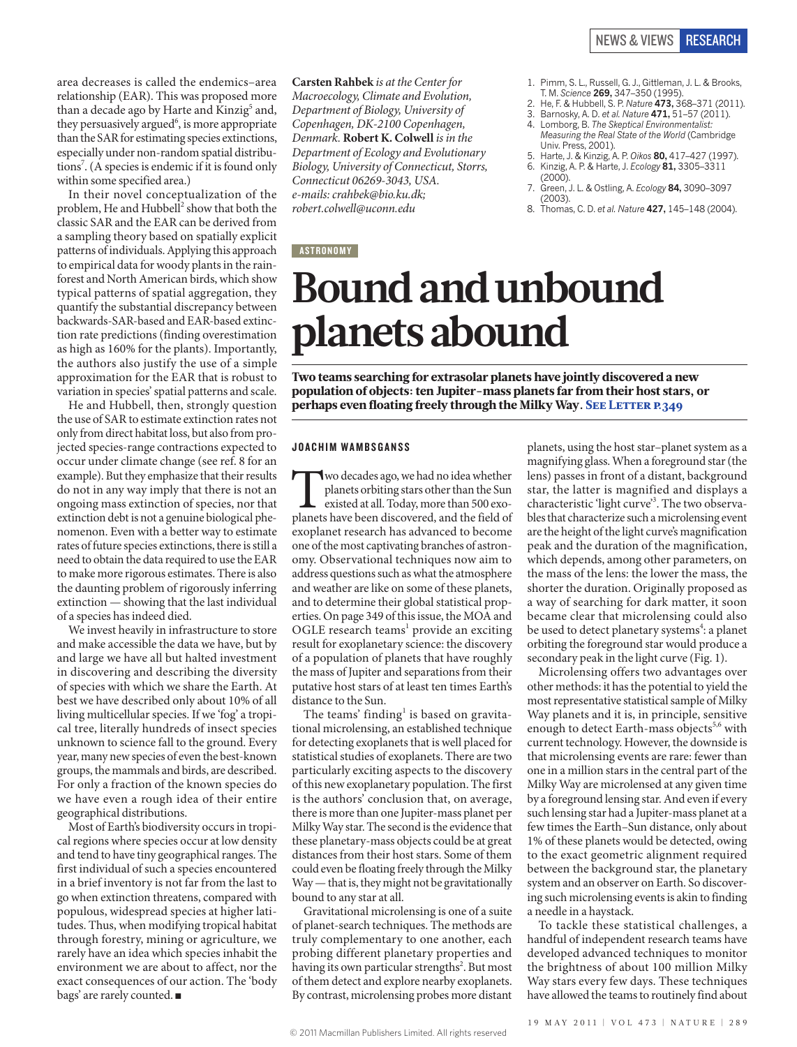area decreases is called the endemics–area relationship (EAR). This was proposed more than a decade ago by Harte and Kinzig[5] and, they persuasively argued[6], is more appropriate than the SAR for estimating species extinctions, especially under non-random spatial distributions[7]. (A species is endemic if it is found only within some specified area.)

In their novel conceptualization of the problem, He and Hubbell[2] show that both the classic SAR and the EAR can be derived from a sampling theory based on spatially explicit patterns of individuals. Applying this approach to empirical data for woody plants in the rainforest and North American birds, which show typical patterns of spatial aggregation, they quantify the substantial discrepancy between backwards-SAR-based and EAR-based extinction rate predictions (finding overestimation as high as 160% for the plants). Importantly, the authors also justify the use of a simple approximation for the EAR that is robust to variation in species' spatial patterns and scale.

He and Hubbell, then, strongly question the use of SAR to estimate extinction rates not only from direct habitat loss, but also from projected species-range contractions expected to occur under climate change (see ref. 8 for an example). But they emphasize that their results do not in any way imply that there is not an ongoing mass extinction of species, nor that extinction debt is not a genuine biological phenomenon. Even with a better way to estimate rates of future species extinctions, there is still a need to obtain the data required to use the EAR to make more rigorous estimates. There is also the daunting problem of rigorously inferring extinction — showing that the last individual of a species has indeed died.

We invest heavily in infrastructure to store and make accessible the data we have, but by and large we have all but halted investment in discovering and describing the diversity of species with which we share the Earth. At best we have described only about 10% of all living multicellular species. If we 'fog' a tropical tree, literally hundreds of insect species unknown to science fall to the ground. Every year, many new species of even the best-known groups, the mammals and birds, are described. For only a fraction of the known species do we have even a rough idea of their entire geographical distributions.

Most of Earth's biodiversity occurs in tropical regions where species occur at low density and tend to have tiny geographical ranges. The first individual of such a species encountered in a brief inventory is not far from the last to go when extinction threatens, compared with populous, widespread species at higher latitudes. Thus, when modifying tropical habitat through forestry, mining or agriculture, we rarely have an idea which species inhabit the environment we are about to affect, nor the exact consequences of our action. The 'body bags' are rarely counted. ■

**Carsten Rahbek** *is at the Center for Macroecology, Climate and Evolution, Department of Biology, University of Copenhagen, DK-2100 Copenhagen, Denmark.* **Robert K. Colwell** *is in the Department of Ecology and Evolutionary Biology, University of Connecticut, Storrs, Connecticut 06269-3043, USA.*
*e-mails: crahbek@bio.ku.dk; robert.colwell@uconn.edu*

1. Pimm, S. L., Russell, G. J., Gittleman, J. L. & Brooks, T. M. *Science* **269,** 347–350 (1995).
2. He, F. & Hubbell, S. P. *Nature* **473,** 368–371 (2011).
3. Barnosky, A. D. *et al. Nature* **471,** 51–57 (2011).
4. Lomborg, B. *The Skeptical Environmentalist: Measuring the Real State of the World* (Cambridge Univ. Press, 2001).
5. Harte, J. & Kinzig, A. P. *Oikos* **80,** 417–427 (1997).
6. Kinzig, A. P. & Harte, J. *Ecology* **81,** 3305–3311 (2000).
7. Green, J. L. & Ostling, A. *Ecology* **84,** 3090–3097 (2003).
8. Thomas, C. D. *et al. Nature* **427,** 145–148 (2004).

ASTRONOMY

# Bound and unbound planets abound

**Two teams searching for extrasolar planets have jointly discovered a new population of objects: ten Jupiter-mass planets far from their host stars, or perhaps even floating freely through the Milky Way. See Letter p.349**

JOACHIM WAMBSGANSS

Two decades ago, we had no idea whether planets orbiting stars other than the Sun existed at all. Today, more than 500 exoplanets have been discovered, and the field of exoplanet research has advanced to become one of the most captivating branches of astronomy. Observational techniques now aim to address questions such as what the atmosphere and weather are like on some of these planets, and to determine their global statistical properties. On page 349 of this issue, the MOA and OGLE research teams[1] provide an exciting result for exoplanetary science: the discovery of a population of planets that have roughly the mass of Jupiter and separations from their putative host stars of at least ten times Earth's distance to the Sun.

The teams' finding[1] is based on gravitational microlensing, an established technique for detecting exoplanets that is well placed for statistical studies of exoplanets. There are two particularly exciting aspects to the discovery of this new exoplanetary population. The first is the authors' conclusion that, on average, there is more than one Jupiter-mass planet per Milky Way star. The second is the evidence that these planetary-mass objects could be at great distances from their host stars. Some of them could even be floating freely through the Milky Way — that is, they might not be gravitationally bound to any star at all.

Gravitational microlensing is one of a suite of planet-search techniques. The methods are truly complementary to one another, each probing different planetary properties and having its own particular strengths[2]. But most of them detect and explore nearby exoplanets. By contrast, microlensing probes more distant planets, using the host star–planet system as a magnifying glass. When a foreground star (the lens) passes in front of a distant, background star, the latter is magnified and displays a characteristic 'light curve'[3]. The two observables that characterize such a microlensing event are the height of the light curve's magnification peak and the duration of the magnification, which depends, among other parameters, on the mass of the lens: the lower the mass, the shorter the duration. Originally proposed as a way of searching for dark matter, it soon became clear that microlensing could also be used to detect planetary systems[4]: a planet orbiting the foreground star would produce a secondary peak in the light curve (Fig. 1).

Microlensing offers two advantages over other methods: it has the potential to yield the most representative statistical sample of Milky Way planets and it is, in principle, sensitive enough to detect Earth-mass objects[5,6] with current technology. However, the downside is that microlensing events are rare: fewer than one in a million stars in the central part of the Milky Way are microlensed at any given time by a foreground lensing star. And even if every such lensing star had a Jupiter-mass planet at a few times the Earth–Sun distance, only about 1% of these planets would be detected, owing to the exact geometric alignment required between the background star, the planetary system and an observer on Earth. So discovering such microlensing events is akin to finding a needle in a haystack.

To tackle these statistical challenges, a handful of independent research teams have developed advanced techniques to monitor the brightness of about 100 million Milky Way stars every few days. These techniques have allowed the teams to routinely find about